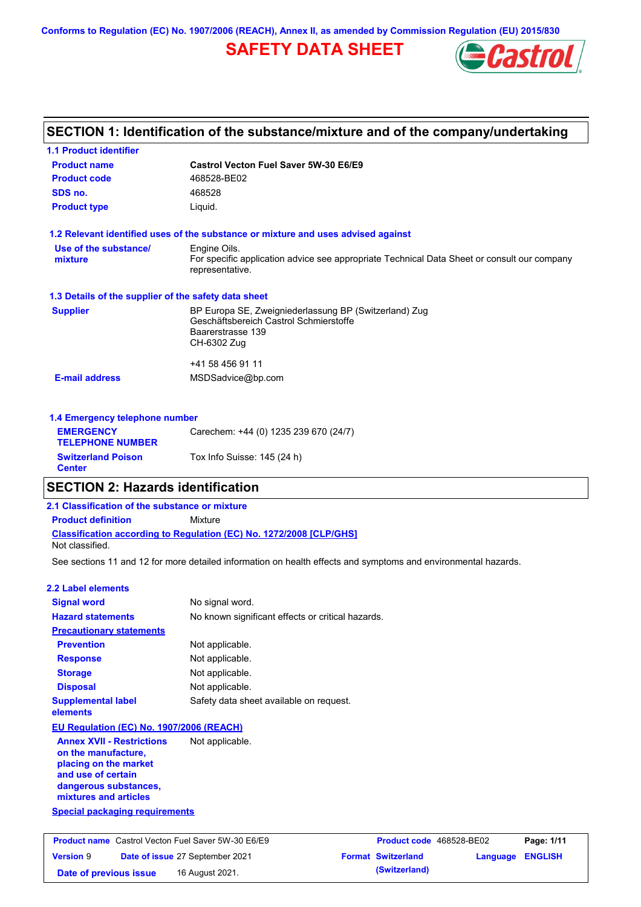Conforms to Regulation (EC) No. 1907/2006 (REACH), Annex II, as amended by Commission Regulation (EU) 2015/830

# SAFETY DATA SHEET

## SECTION 1: Identification of the substance/mixture and of the company/undertaking

### 1.1 Product identifier

| | |
|---|---|
| **Product name** | **Castrol Vecton Fuel Saver 5W-30 E6/E9** |
| **Product code** | 468528-BE02 |
| **SDS no.** | 468528 |
| **Product type** | Liquid. |

### 1.2 Relevant identified uses of the substance or mixture and uses advised against

| | |
|---|---|
| **Use of the substance/ mixture** | Engine Oils. For specific application advice see appropriate Technical Data Sheet or consult our company representative. |

### 1.3 Details of the supplier of the safety data sheet

| | |
|---|---|
| **Supplier** | BP Europa SE, Zweigniederlassung BP (Switzerland) Zug<br>Geschäftsbereich Castrol Schmierstoffe<br>Baarerstrasse 139<br>CH-6302 Zug<br><br>+41 58 456 91 11 |
| **E-mail address** | MSDSadvice@bp.com |

### 1.4 Emergency telephone number

| | |
|---|---|
| **EMERGENCY TELEPHONE NUMBER** | Carechem: +44 (0) 1235 239 670 (24/7) |
| **Switzerland Poison Center** | Tox Info Suisse: 145 (24 h) |

## SECTION 2: Hazards identification

### 2.1 Classification of the substance or mixture

**Product definition** Mixture

**Classification according to Regulation (EC) No. 1272/2008 [CLP/GHS]**

Not classified.

See sections 11 and 12 for more detailed information on health effects and symptoms and environmental hazards.

### 2.2 Label elements

| | |
|---|---|
| **Signal word** | No signal word. |
| **Hazard statements** | No known significant effects or critical hazards. |
| **Precautionary statements** | |
| **Prevention** | Not applicable. |
| **Response** | Not applicable. |
| **Storage** | Not applicable. |
| **Disposal** | Not applicable. |
| **Supplemental label elements** | Safety data sheet available on request. |

**EU Regulation (EC) No. 1907/2006 (REACH)**

| | |
|---|---|
| **Annex XVII - Restrictions on the manufacture, placing on the market and use of certain dangerous substances, mixtures and articles** | Not applicable. |

**Special packaging requirements**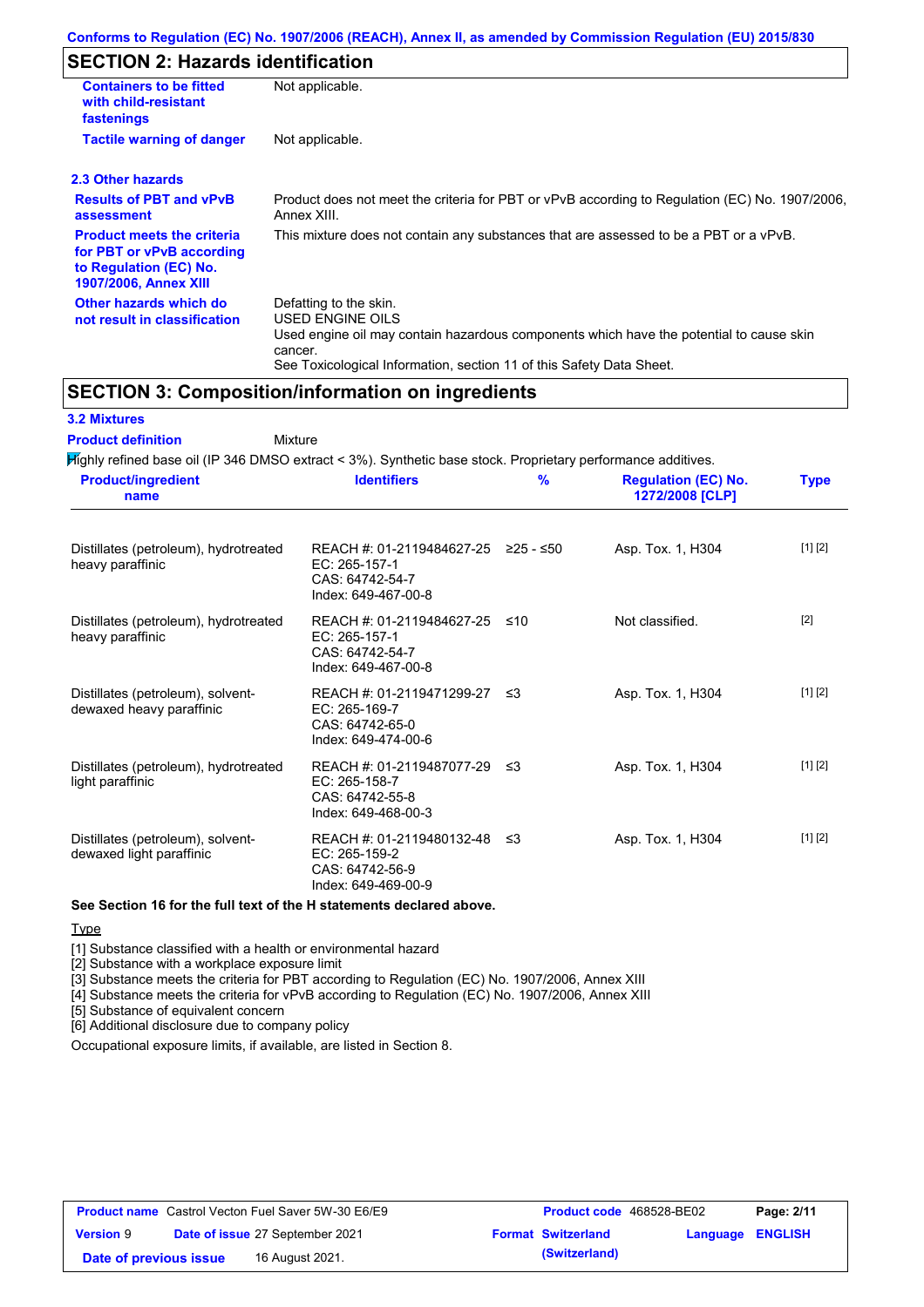## SECTION 2: Hazards identification

| | |
|---|---|
| **Containers to be fitted with child-resistant fastenings** | Not applicable. |
| **Tactile warning of danger** | Not applicable. |

### 2.3 Other hazards

| | |
|---|---|
| **Results of PBT and vPvB assessment** | Product does not meet the criteria for PBT or vPvB according to Regulation (EC) No. 1907/2006, Annex XIII. |
| **Product meets the criteria for PBT or vPvB according to Regulation (EC) No. 1907/2006, Annex XIII** | This mixture does not contain any substances that are assessed to be a PBT or a vPvB. |
| **Other hazards which do not result in classification** | Defatting to the skin.<br>USED ENGINE OILS<br>Used engine oil may contain hazardous components which have the potential to cause skin cancer.<br>See Toxicological Information, section 11 of this Safety Data Sheet. |

## SECTION 3: Composition/information on ingredients

### 3.2 Mixtures

**Product definition** Mixture

Highly refined base oil (IP 346 DMSO extract < 3%). Synthetic base stock. Proprietary performance additives.

| Product/ingredient name | Identifiers | % | Regulation (EC) No. 1272/2008 [CLP] | Type |
|---|---|---|---|---|
| Distillates (petroleum), hydrotreated heavy paraffinic | REACH #: 01-2119484627-25<br>EC: 265-157-1<br>CAS: 64742-54-7<br>Index: 649-467-00-8 | ≥25 - ≤50 | Asp. Tox. 1, H304 | [1] [2] |
| Distillates (petroleum), hydrotreated heavy paraffinic | REACH #: 01-2119484627-25<br>EC: 265-157-1<br>CAS: 64742-54-7<br>Index: 649-467-00-8 | ≤10 | Not classified. | [2] |
| Distillates (petroleum), solvent-dewaxed heavy paraffinic | REACH #: 01-2119471299-27<br>EC: 265-169-7<br>CAS: 64742-65-0<br>Index: 649-474-00-6 | ≤3 | Asp. Tox. 1, H304 | [1] [2] |
| Distillates (petroleum), hydrotreated light paraffinic | REACH #: 01-2119487077-29<br>EC: 265-158-7<br>CAS: 64742-55-8<br>Index: 649-468-00-3 | ≤3 | Asp. Tox. 1, H304 | [1] [2] |
| Distillates (petroleum), solvent-dewaxed light paraffinic | REACH #: 01-2119480132-48<br>EC: 265-159-2<br>CAS: 64742-56-9<br>Index: 649-469-00-9 | ≤3 | Asp. Tox. 1, H304 | [1] [2] |

**See Section 16 for the full text of the H statements declared above.**

Type

[1] Substance classified with a health or environmental hazard
[2] Substance with a workplace exposure limit
[3] Substance meets the criteria for PBT according to Regulation (EC) No. 1907/2006, Annex XIII
[4] Substance meets the criteria for vPvB according to Regulation (EC) No. 1907/2006, Annex XIII
[5] Substance of equivalent concern
[6] Additional disclosure due to company policy

Occupational exposure limits, if available, are listed in Section 8.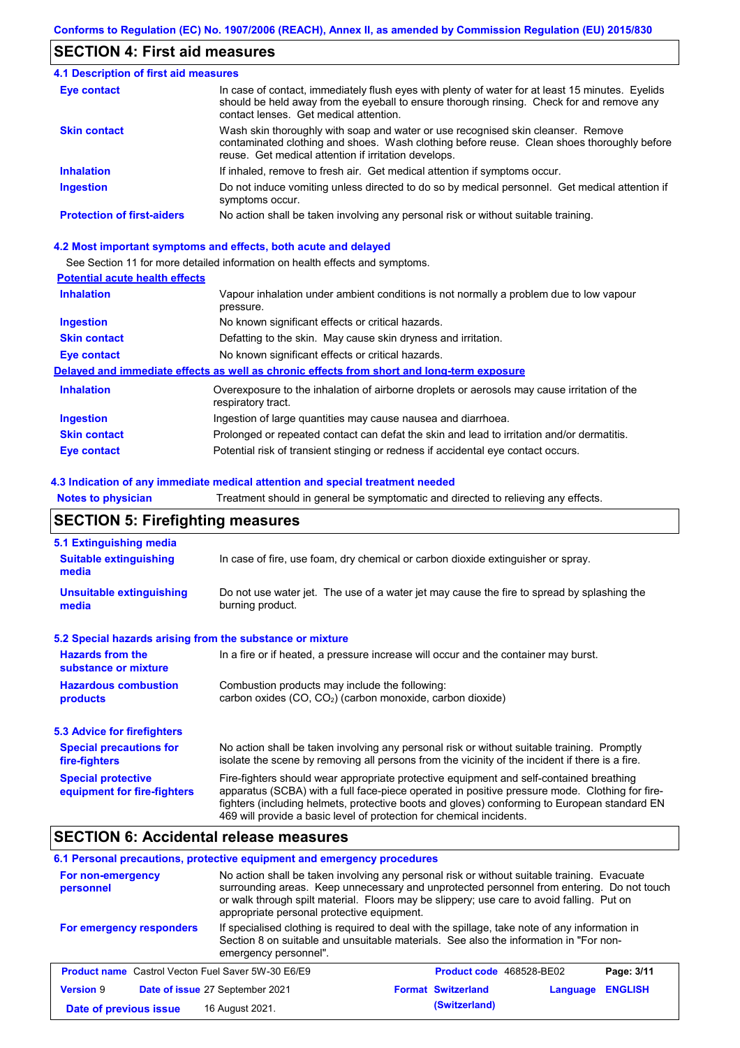## SECTION 4: First aid measures

### 4.1 Description of first aid measures

| | |
|---|---|
| **Eye contact** | In case of contact, immediately flush eyes with plenty of water for at least 15 minutes. Eyelids should be held away from the eyeball to ensure thorough rinsing. Check for and remove any contact lenses. Get medical attention. |
| **Skin contact** | Wash skin thoroughly with soap and water or use recognised skin cleanser. Remove contaminated clothing and shoes. Wash clothing before reuse. Clean shoes thoroughly before reuse. Get medical attention if irritation develops. |
| **Inhalation** | If inhaled, remove to fresh air. Get medical attention if symptoms occur. |
| **Ingestion** | Do not induce vomiting unless directed to do so by medical personnel. Get medical attention if symptoms occur. |
| **Protection of first-aiders** | No action shall be taken involving any personal risk or without suitable training. |

### 4.2 Most important symptoms and effects, both acute and delayed

See Section 11 for more detailed information on health effects and symptoms.

**Potential acute health effects**

| | |
|---|---|
| **Inhalation** | Vapour inhalation under ambient conditions is not normally a problem due to low vapour pressure. |
| **Ingestion** | No known significant effects or critical hazards. |
| **Skin contact** | Defatting to the skin. May cause skin dryness and irritation. |
| **Eye contact** | No known significant effects or critical hazards. |

**Delayed and immediate effects as well as chronic effects from short and long-term exposure**

| | |
|---|---|
| **Inhalation** | Overexposure to the inhalation of airborne droplets or aerosols may cause irritation of the respiratory tract. |
| **Ingestion** | Ingestion of large quantities may cause nausea and diarrhoea. |
| **Skin contact** | Prolonged or repeated contact can defat the skin and lead to irritation and/or dermatitis. |
| **Eye contact** | Potential risk of transient stinging or redness if accidental eye contact occurs. |

### 4.3 Indication of any immediate medical attention and special treatment needed

| | |
|---|---|
| **Notes to physician** | Treatment should in general be symptomatic and directed to relieving any effects. |

## SECTION 5: Firefighting measures

### 5.1 Extinguishing media

| | |
|---|---|
| **Suitable extinguishing media** | In case of fire, use foam, dry chemical or carbon dioxide extinguisher or spray. |
| **Unsuitable extinguishing media** | Do not use water jet. The use of a water jet may cause the fire to spread by splashing the burning product. |

### 5.2 Special hazards arising from the substance or mixture

| | |
|---|---|
| **Hazards from the substance or mixture** | In a fire or if heated, a pressure increase will occur and the container may burst. |
| **Hazardous combustion products** | Combustion products may include the following: carbon oxides (CO, $CO_2$) (carbon monoxide, carbon dioxide) |

### 5.3 Advice for firefighters

| | |
|---|---|
| **Special precautions for fire-fighters** | No action shall be taken involving any personal risk or without suitable training. Promptly isolate the scene by removing all persons from the vicinity of the incident if there is a fire. |
| **Special protective equipment for fire-fighters** | Fire-fighters should wear appropriate protective equipment and self-contained breathing apparatus (SCBA) with a full face-piece operated in positive pressure mode. Clothing for fire-fighters (including helmets, protective boots and gloves) conforming to European standard EN 469 will provide a basic level of protection for chemical incidents. |

## SECTION 6: Accidental release measures

### 6.1 Personal precautions, protective equipment and emergency procedures

| | |
|---|---|
| **For non-emergency personnel** | No action shall be taken involving any personal risk or without suitable training. Evacuate surrounding areas. Keep unnecessary and unprotected personnel from entering. Do not touch or walk through spilt material. Floors may be slippery; use care to avoid falling. Put on appropriate personal protective equipment. |
| **For emergency responders** | If specialised clothing is required to deal with the spillage, take note of any information in Section 8 on suitable and unsuitable materials. See also the information in "For non-emergency personnel". |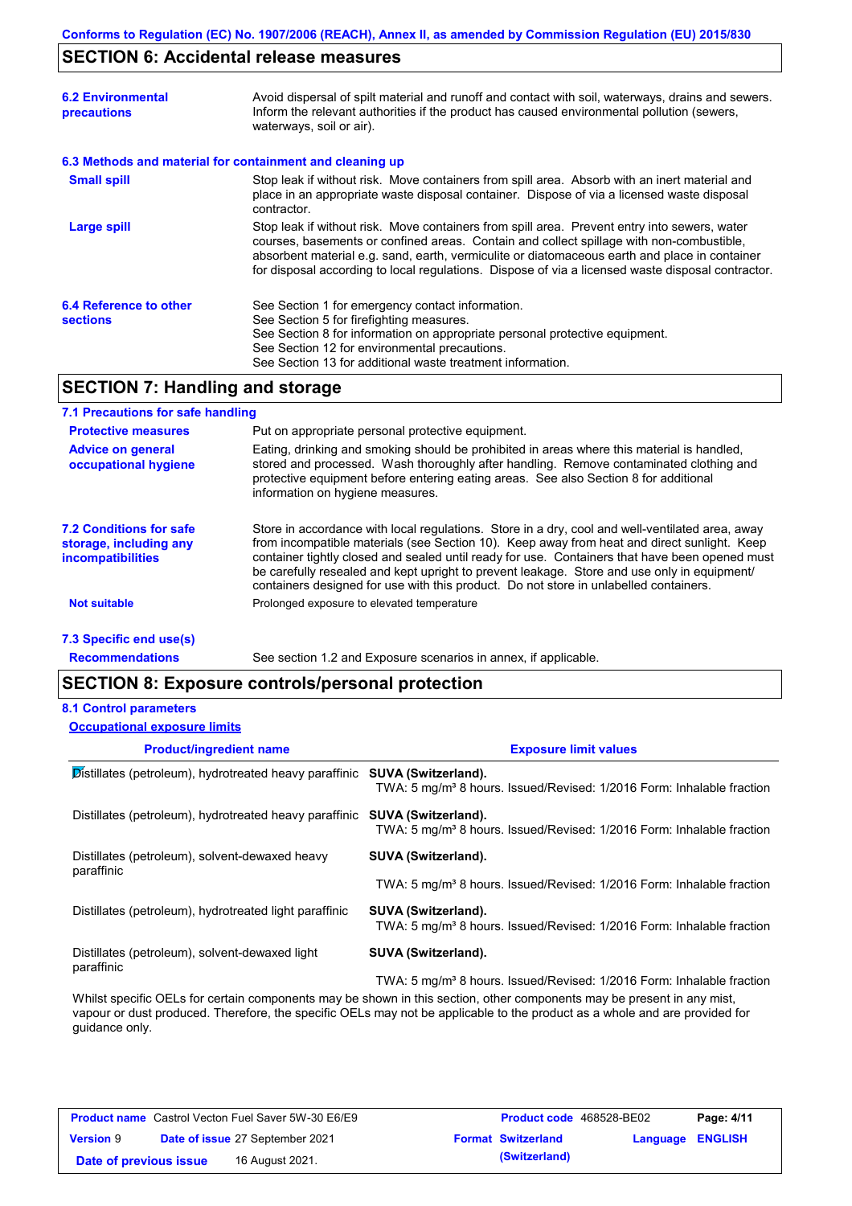## SECTION 6: Accidental release measures

**6.2 Environmental precautions**

Avoid dispersal of spilt material and runoff and contact with soil, waterways, drains and sewers. Inform the relevant authorities if the product has caused environmental pollution (sewers, waterways, soil or air).

**6.3 Methods and material for containment and cleaning up**

**Small spill**

Stop leak if without risk. Move containers from spill area. Absorb with an inert material and place in an appropriate waste disposal container. Dispose of via a licensed waste disposal contractor.

**Large spill**

Stop leak if without risk. Move containers from spill area. Prevent entry into sewers, water courses, basements or confined areas. Contain and collect spillage with non-combustible, absorbent material e.g. sand, earth, vermiculite or diatomaceous earth and place in container for disposal according to local regulations. Dispose of via a licensed waste disposal contractor.

**6.4 Reference to other sections**

See Section 1 for emergency contact information.
See Section 5 for firefighting measures.
See Section 8 for information on appropriate personal protective equipment.
See Section 12 for environmental precautions.
See Section 13 for additional waste treatment information.

## SECTION 7: Handling and storage

**7.1 Precautions for safe handling**

**Protective measures**

Put on appropriate personal protective equipment.

**Advice on general occupational hygiene**

Eating, drinking and smoking should be prohibited in areas where this material is handled, stored and processed. Wash thoroughly after handling. Remove contaminated clothing and protective equipment before entering eating areas. See also Section 8 for additional information on hygiene measures.

**7.2 Conditions for safe storage, including any incompatibilities**

Store in accordance with local regulations. Store in a dry, cool and well-ventilated area, away from incompatible materials (see Section 10). Keep away from heat and direct sunlight. Keep container tightly closed and sealed until ready for use. Containers that have been opened must be carefully resealed and kept upright to prevent leakage. Store and use only in equipment/containers designed for use with this product. Do not store in unlabelled containers.

**Not suitable**

Prolonged exposure to elevated temperature

**7.3 Specific end use(s)**

**Recommendations**

See section 1.2 and Exposure scenarios in annex, if applicable.

## SECTION 8: Exposure controls/personal protection

**8.1 Control parameters**

**Occupational exposure limits**

| Product/ingredient name | Exposure limit values |
|---|---|
| Distillates (petroleum), hydrotreated heavy paraffinic | **SUVA (Switzerland).** TWA: 5 mg/m³ 8 hours. Issued/Revised: 1/2016 Form: Inhalable fraction |
| Distillates (petroleum), hydrotreated heavy paraffinic | **SUVA (Switzerland).** TWA: 5 mg/m³ 8 hours. Issued/Revised: 1/2016 Form: Inhalable fraction |
| Distillates (petroleum), solvent-dewaxed heavy paraffinic | **SUVA (Switzerland).** TWA: 5 mg/m³ 8 hours. Issued/Revised: 1/2016 Form: Inhalable fraction |
| Distillates (petroleum), hydrotreated light paraffinic | **SUVA (Switzerland).** TWA: 5 mg/m³ 8 hours. Issued/Revised: 1/2016 Form: Inhalable fraction |
| Distillates (petroleum), solvent-dewaxed light paraffinic | **SUVA (Switzerland).** TWA: 5 mg/m³ 8 hours. Issued/Revised: 1/2016 Form: Inhalable fraction |

Whilst specific OELs for certain components may be shown in this section, other components may be present in any mist, vapour or dust produced. Therefore, the specific OELs may not be applicable to the product as a whole and are provided for guidance only.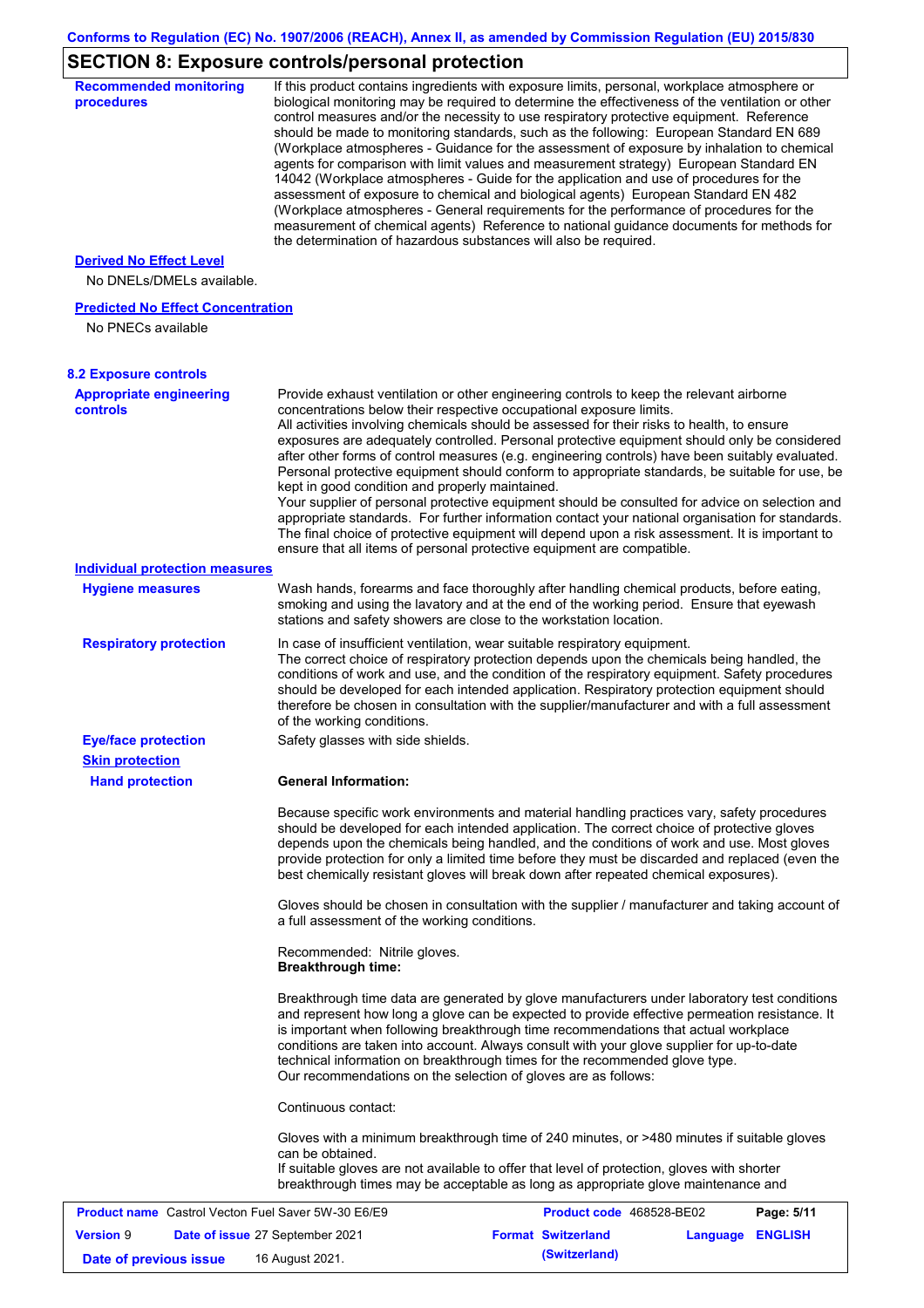## SECTION 8: Exposure controls/personal protection

**Recommended monitoring procedures**

If this product contains ingredients with exposure limits, personal, workplace atmosphere or biological monitoring may be required to determine the effectiveness of the ventilation or other control measures and/or the necessity to use respiratory protective equipment. Reference should be made to monitoring standards, such as the following: European Standard EN 689 (Workplace atmospheres - Guidance for the assessment of exposure by inhalation to chemical agents for comparison with limit values and measurement strategy) European Standard EN 14042 (Workplace atmospheres - Guide for the application and use of procedures for the assessment of exposure to chemical and biological agents) European Standard EN 482 (Workplace atmospheres - General requirements for the performance of procedures for the measurement of chemical agents) Reference to national guidance documents for methods for the determination of hazardous substances will also be required.

**Derived No Effect Level**

No DNELs/DMELs available.

**Predicted No Effect Concentration**

No PNECs available

### 8.2 Exposure controls

**Appropriate engineering controls**

Provide exhaust ventilation or other engineering controls to keep the relevant airborne concentrations below their respective occupational exposure limits.
All activities involving chemicals should be assessed for their risks to health, to ensure exposures are adequately controlled. Personal protective equipment should only be considered after other forms of control measures (e.g. engineering controls) have been suitably evaluated. Personal protective equipment should conform to appropriate standards, be suitable for use, be kept in good condition and properly maintained.
Your supplier of personal protective equipment should be consulted for advice on selection and appropriate standards. For further information contact your national organisation for standards. The final choice of protective equipment will depend upon a risk assessment. It is important to ensure that all items of personal protective equipment are compatible.

**Individual protection measures**

**Hygiene measures**

Wash hands, forearms and face thoroughly after handling chemical products, before eating, smoking and using the lavatory and at the end of the working period. Ensure that eyewash stations and safety showers are close to the workstation location.

**Respiratory protection**

In case of insufficient ventilation, wear suitable respiratory equipment.
The correct choice of respiratory protection depends upon the chemicals being handled, the conditions of work and use, and the condition of the respiratory equipment. Safety procedures should be developed for each intended application. Respiratory protection equipment should therefore be chosen in consultation with the supplier/manufacturer and with a full assessment of the working conditions.

**Eye/face protection**

Safety glasses with side shields.

**Skin protection**

**Hand protection**

**General Information:**

Because specific work environments and material handling practices vary, safety procedures should be developed for each intended application. The correct choice of protective gloves depends upon the chemicals being handled, and the conditions of work and use. Most gloves provide protection for only a limited time before they must be discarded and replaced (even the best chemically resistant gloves will break down after repeated chemical exposures).

Gloves should be chosen in consultation with the supplier / manufacturer and taking account of a full assessment of the working conditions.

Recommended: Nitrile gloves.
**Breakthrough time:**

Breakthrough time data are generated by glove manufacturers under laboratory test conditions and represent how long a glove can be expected to provide effective permeation resistance. It is important when following breakthrough time recommendations that actual workplace conditions are taken into account. Always consult with your glove supplier for up-to-date technical information on breakthrough times for the recommended glove type.
Our recommendations on the selection of gloves are as follows:

Continuous contact:

Gloves with a minimum breakthrough time of 240 minutes, or >480 minutes if suitable gloves can be obtained.
If suitable gloves are not available to offer that level of protection, gloves with shorter breakthrough times may be acceptable as long as appropriate glove maintenance and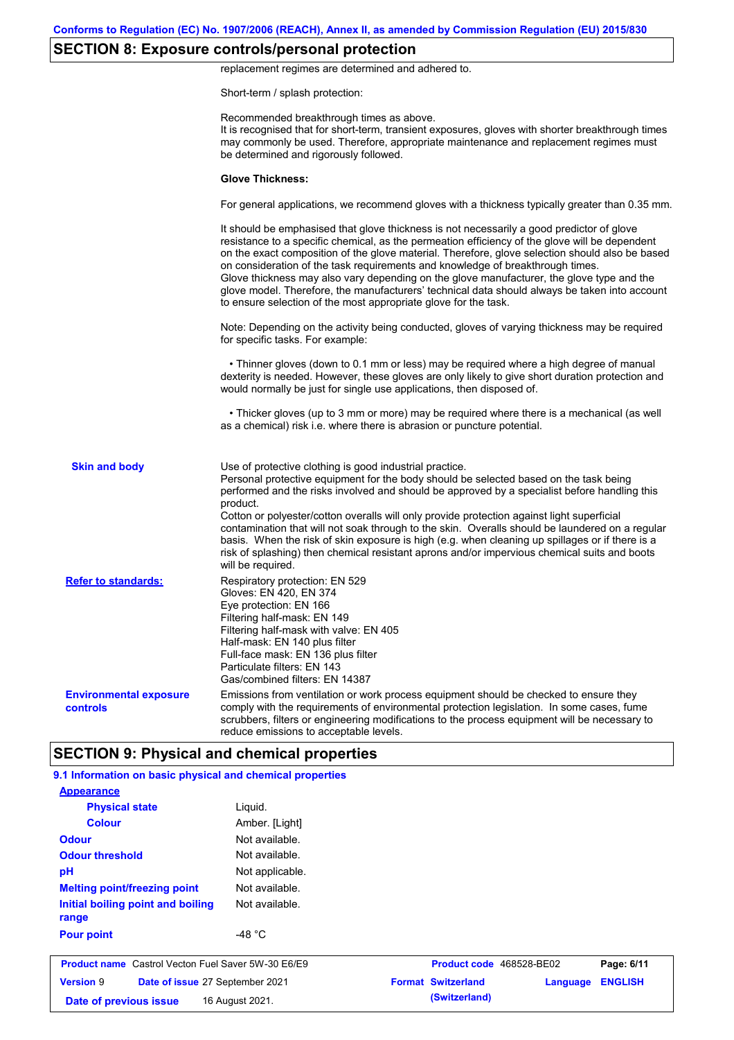## SECTION 8: Exposure controls/personal protection

replacement regimes are determined and adhered to.

Short-term / splash protection:

Recommended breakthrough times as above.
It is recognised that for short-term, transient exposures, gloves with shorter breakthrough times may commonly be used. Therefore, appropriate maintenance and replacement regimes must be determined and rigorously followed.

**Glove Thickness:**

For general applications, we recommend gloves with a thickness typically greater than 0.35 mm.

It should be emphasised that glove thickness is not necessarily a good predictor of glove resistance to a specific chemical, as the permeation efficiency of the glove will be dependent on the exact composition of the glove material. Therefore, glove selection should also be based on consideration of the task requirements and knowledge of breakthrough times.
Glove thickness may also vary depending on the glove manufacturer, the glove type and the glove model. Therefore, the manufacturers' technical data should always be taken into account to ensure selection of the most appropriate glove for the task.

Note: Depending on the activity being conducted, gloves of varying thickness may be required for specific tasks. For example:

• Thinner gloves (down to 0.1 mm or less) may be required where a high degree of manual dexterity is needed. However, these gloves are only likely to give short duration protection and would normally be just for single use applications, then disposed of.

• Thicker gloves (up to 3 mm or more) may be required where there is a mechanical (as well as a chemical) risk i.e. where there is abrasion or puncture potential.

**Skin and body**

Use of protective clothing is good industrial practice.
Personal protective equipment for the body should be selected based on the task being performed and the risks involved and should be approved by a specialist before handling this product.
Cotton or polyester/cotton overalls will only provide protection against light superficial contamination that will not soak through to the skin. Overalls should be laundered on a regular basis. When the risk of skin exposure is high (e.g. when cleaning up spillages or if there is a risk of splashing) then chemical resistant aprons and/or impervious chemical suits and boots will be required.

**Refer to standards:**

Respiratory protection: EN 529
Gloves: EN 420, EN 374
Eye protection: EN 166
Filtering half-mask: EN 149
Filtering half-mask with valve: EN 405
Half-mask: EN 140 plus filter
Full-face mask: EN 136 plus filter
Particulate filters: EN 143
Gas/combined filters: EN 14387

**Environmental exposure controls**

Emissions from ventilation or work process equipment should be checked to ensure they comply with the requirements of environmental protection legislation. In some cases, fume scrubbers, filters or engineering modifications to the process equipment will be necessary to reduce emissions to acceptable levels.

## SECTION 9: Physical and chemical properties

### 9.1 Information on basic physical and chemical properties

| Property | Value |
|---|---|
| **Appearance** | |
| **Physical state** | Liquid. |
| **Colour** | Amber. [Light] |
| **Odour** | Not available. |
| **Odour threshold** | Not available. |
| **pH** | Not applicable. |
| **Melting point/freezing point** | Not available. |
| **Initial boiling point and boiling range** | Not available. |
| **Pour point** | -48 °C |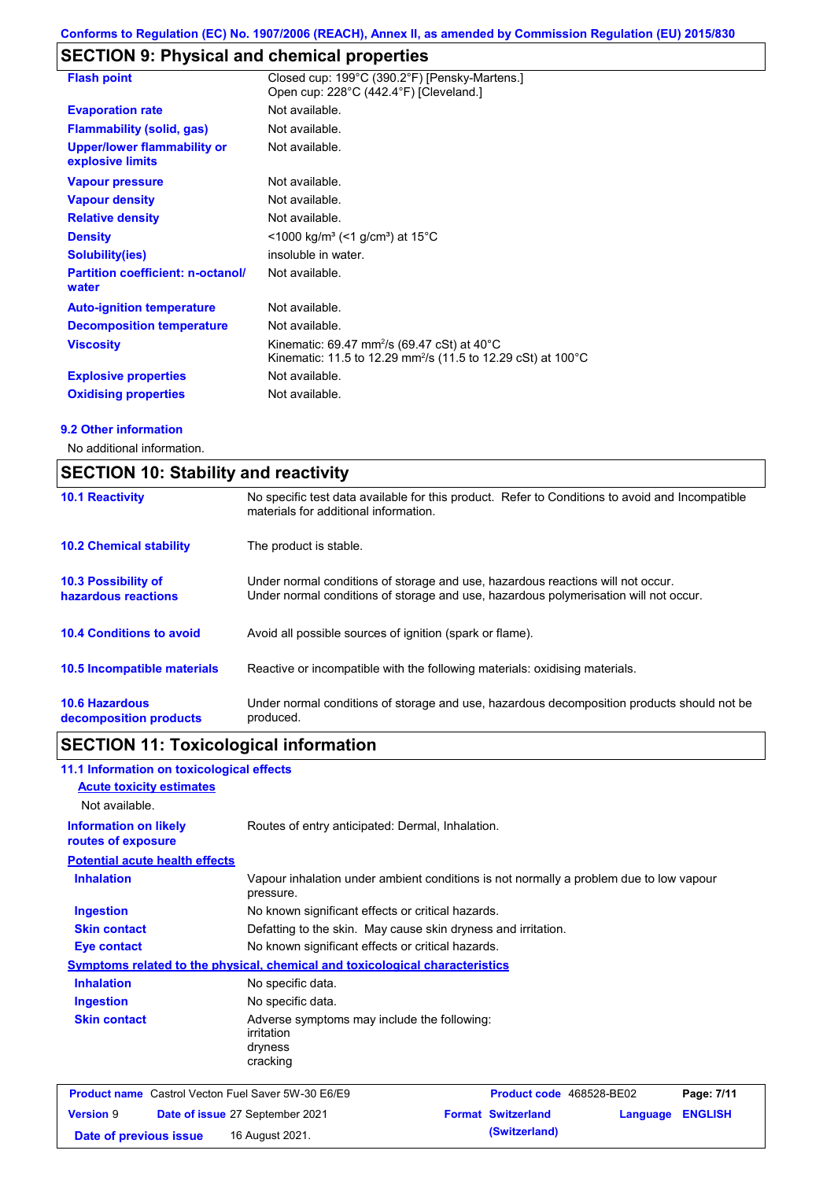Conforms to Regulation (EC) No. 1907/2006 (REACH), Annex II, as amended by Commission Regulation (EU) 2015/830

## SECTION 9: Physical and chemical properties

| | |
|---|---|
| **Flash point** | Closed cup: 199°C (390.2°F) [Pensky-Martens.]<br>Open cup: 228°C (442.4°F) [Cleveland.] |
| **Evaporation rate** | Not available. |
| **Flammability (solid, gas)** | Not available. |
| **Upper/lower flammability or explosive limits** | Not available. |
| **Vapour pressure** | Not available. |
| **Vapour density** | Not available. |
| **Relative density** | Not available. |
| **Density** | <1000 kg/m³ (<1 g/cm³) at 15°C |
| **Solubility(ies)** | insoluble in water. |
| **Partition coefficient: n-octanol/ water** | Not available. |
| **Auto-ignition temperature** | Not available. |
| **Decomposition temperature** | Not available. |
| **Viscosity** | Kinematic: 69.47 mm²/s (69.47 cSt) at 40°C<br>Kinematic: 11.5 to 12.29 mm²/s (11.5 to 12.29 cSt) at 100°C |
| **Explosive properties** | Not available. |
| **Oxidising properties** | Not available. |

### 9.2 Other information

No additional information.

## SECTION 10: Stability and reactivity

| | |
|---|---|
| **10.1 Reactivity** | No specific test data available for this product. Refer to Conditions to avoid and Incompatible materials for additional information. |
| **10.2 Chemical stability** | The product is stable. |
| **10.3 Possibility of hazardous reactions** | Under normal conditions of storage and use, hazardous reactions will not occur.<br>Under normal conditions of storage and use, hazardous polymerisation will not occur. |
| **10.4 Conditions to avoid** | Avoid all possible sources of ignition (spark or flame). |
| **10.5 Incompatible materials** | Reactive or incompatible with the following materials: oxidising materials. |
| **10.6 Hazardous decomposition products** | Under normal conditions of storage and use, hazardous decomposition products should not be produced. |

## SECTION 11: Toxicological information

### 11.1 Information on toxicological effects

**Acute toxicity estimates**

Not available.

| | |
|---|---|
| **Information on likely routes of exposure** | Routes of entry anticipated: Dermal, Inhalation. |

**Potential acute health effects**

| | |
|---|---|
| **Inhalation** | Vapour inhalation under ambient conditions is not normally a problem due to low vapour pressure. |
| **Ingestion** | No known significant effects or critical hazards. |
| **Skin contact** | Defatting to the skin. May cause skin dryness and irritation. |
| **Eye contact** | No known significant effects or critical hazards. |

**Symptoms related to the physical, chemical and toxicological characteristics**

| | |
|---|---|
| **Inhalation** | No specific data. |
| **Ingestion** | No specific data. |
| **Skin contact** | Adverse symptoms may include the following:<br>irritation<br>dryness<br>cracking |

| | | | |
|---|---|---|---|
| **Product name** Castrol Vecton Fuel Saver 5W-30 E6/E9 | | **Product code** 468528-BE02 | |
| **Version** 9 | **Date of issue** 27 September 2021 | **Format** Switzerland (Switzerland) | **Language** ENGLISH |
| **Date of previous issue** | 16 August 2021. | | |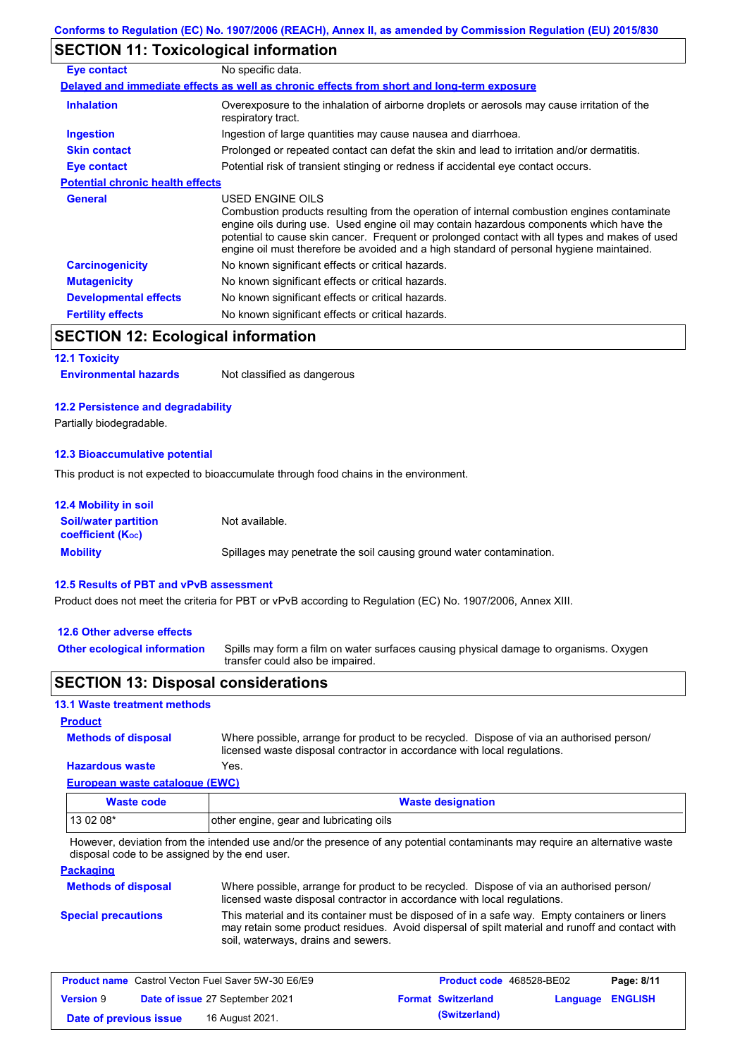Conforms to Regulation (EC) No. 1907/2006 (REACH), Annex II, as amended by Commission Regulation (EU) 2015/830

## SECTION 11: Toxicological information

| | |
|---|---|
| **Eye contact** | No specific data. |

**Delayed and immediate effects as well as chronic effects from short and long-term exposure**

| | |
|---|---|
| **Inhalation** | Overexposure to the inhalation of airborne droplets or aerosols may cause irritation of the respiratory tract. |
| **Ingestion** | Ingestion of large quantities may cause nausea and diarrhoea. |
| **Skin contact** | Prolonged or repeated contact can defat the skin and lead to irritation and/or dermatitis. |
| **Eye contact** | Potential risk of transient stinging or redness if accidental eye contact occurs. |

**Potential chronic health effects**

| | |
|---|---|
| **General** | USED ENGINE OILS<br>Combustion products resulting from the operation of internal combustion engines contaminate engine oils during use. Used engine oil may contain hazardous components which have the potential to cause skin cancer. Frequent or prolonged contact with all types and makes of used engine oil must therefore be avoided and a high standard of personal hygiene maintained. |
| **Carcinogenicity** | No known significant effects or critical hazards. |
| **Mutagenicity** | No known significant effects or critical hazards. |
| **Developmental effects** | No known significant effects or critical hazards. |
| **Fertility effects** | No known significant effects or critical hazards. |

## SECTION 12: Ecological information

### 12.1 Toxicity

| | |
|---|---|
| **Environmental hazards** | Not classified as dangerous |

### 12.2 Persistence and degradability

Partially biodegradable.

### 12.3 Bioaccumulative potential

This product is not expected to bioaccumulate through food chains in the environment.

### 12.4 Mobility in soil

| | |
|---|---|
| **Soil/water partition coefficient ($K_{oc}$)** | Not available. |
| **Mobility** | Spillages may penetrate the soil causing ground water contamination. |

### 12.5 Results of PBT and vPvB assessment

Product does not meet the criteria for PBT or vPvB according to Regulation (EC) No. 1907/2006, Annex XIII.

### 12.6 Other adverse effects

| | |
|---|---|
| **Other ecological information** | Spills may form a film on water surfaces causing physical damage to organisms. Oxygen transfer could also be impaired. |

## SECTION 13: Disposal considerations

### 13.1 Waste treatment methods

**Product**

| | |
|---|---|
| **Methods of disposal** | Where possible, arrange for product to be recycled. Dispose of via an authorised person/ licensed waste disposal contractor in accordance with local regulations. |
| **Hazardous waste** | Yes. |

**European waste catalogue (EWC)**

| Waste code | Waste designation |
|---|---|
| 13 02 08* | other engine, gear and lubricating oils |

However, deviation from the intended use and/or the presence of any potential contaminants may require an alternative waste disposal code to be assigned by the end user.

**Packaging**

| | |
|---|---|
| **Methods of disposal** | Where possible, arrange for product to be recycled. Dispose of via an authorised person/ licensed waste disposal contractor in accordance with local regulations. |
| **Special precautions** | This material and its container must be disposed of in a safe way. Empty containers or liners may retain some product residues. Avoid dispersal of spilt material and runoff and contact with soil, waterways, drains and sewers. |

| | | | |
|---|---|---|---|
| **Product name** Castrol Vecton Fuel Saver 5W-30 E6/E9 | | **Product code** 468528-BE02 | |
| **Version** 9 | **Date of issue** 27 September 2021 | **Format** Switzerland (Switzerland) | **Language** ENGLISH |
| **Date of previous issue** | 16 August 2021. | | |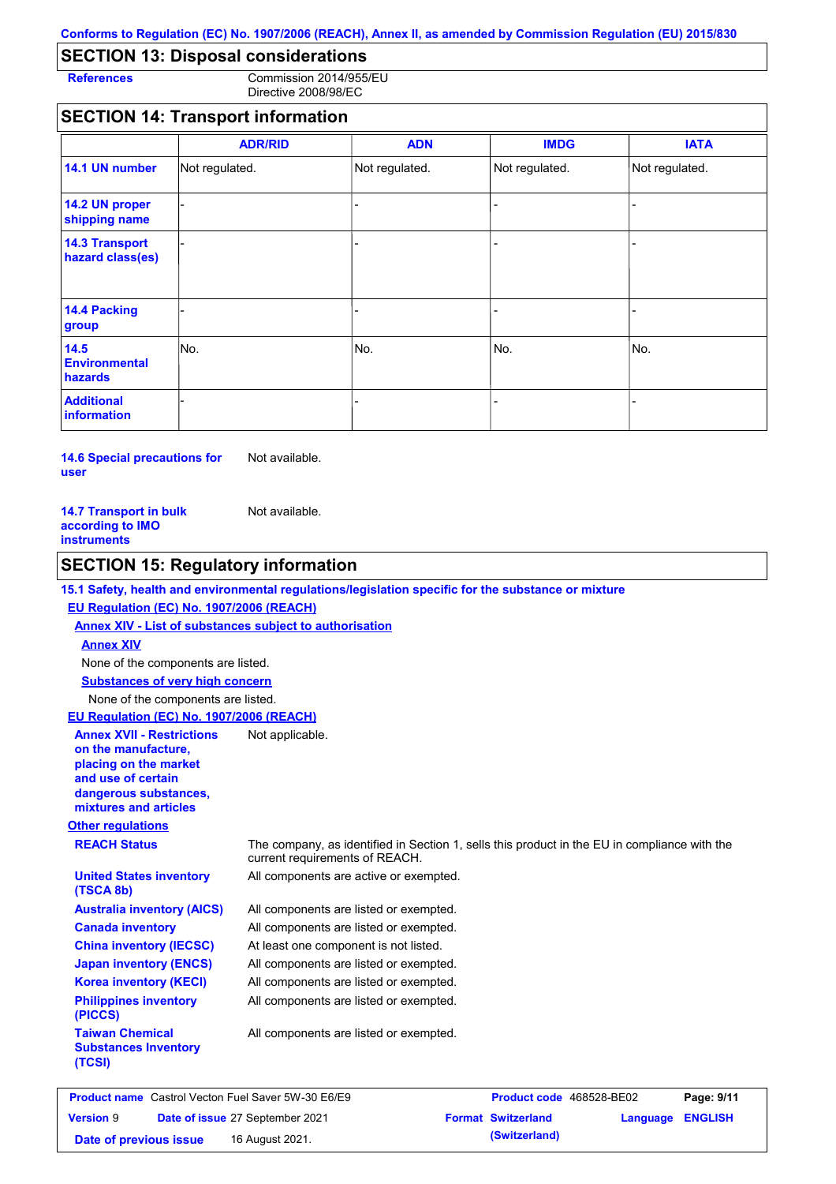## SECTION 13: Disposal considerations

**References** Commission 2014/955/EU
Directive 2008/98/EC

## SECTION 14: Transport information

| | ADR/RID | ADN | IMDG | IATA |
|---|---|---|---|---|
| **14.1 UN number** | Not regulated. | Not regulated. | Not regulated. | Not regulated. |
| **14.2 UN proper shipping name** | - | - | - | - |
| **14.3 Transport hazard class(es)** | - | - | - | - |
| **14.4 Packing group** | - | - | - | - |
| **14.5 Environmental hazards** | No. | No. | No. | No. |
| **Additional information** | - | - | - | - |

**14.6 Special precautions for user** Not available.

**14.7 Transport in bulk according to IMO instruments** Not available.

## SECTION 15: Regulatory information

**15.1 Safety, health and environmental regulations/legislation specific for the substance or mixture**

**EU Regulation (EC) No. 1907/2006 (REACH)**

**Annex XIV - List of substances subject to authorisation**

**Annex XIV**

None of the components are listed.

**Substances of very high concern**

None of the components are listed.

**EU Regulation (EC) No. 1907/2006 (REACH)**

**Annex XVII - Restrictions on the manufacture, placing on the market and use of certain dangerous substances, mixtures and articles** Not applicable.

**Other regulations**

**REACH Status** The company, as identified in Section 1, sells this product in the EU in compliance with the current requirements of REACH.

**United States inventory (TSCA 8b)** All components are active or exempted.

**Australia inventory (AICS)** All components are listed or exempted.

**Canada inventory** All components are listed or exempted.

**China inventory (IECSC)** At least one component is not listed.

**Japan inventory (ENCS)** All components are listed or exempted.

**Korea inventory (KECI)** All components are listed or exempted.

**Philippines inventory (PICCS)** All components are listed or exempted.

**Taiwan Chemical Substances Inventory (TCSI)** All components are listed or exempted.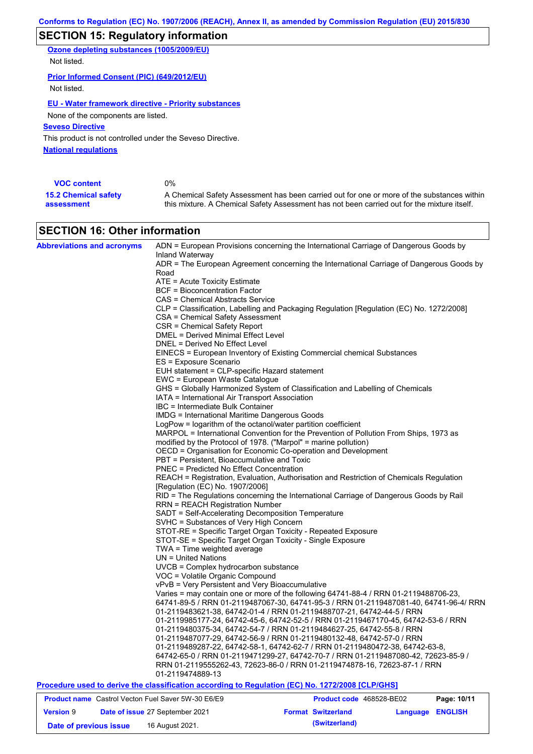## SECTION 15: Regulatory information

**Ozone depleting substances (1005/2009/EU)**

Not listed.

**Prior Informed Consent (PIC) (649/2012/EU)**

Not listed.

**EU - Water framework directive - Priority substances**

None of the components are listed.

**Seveso Directive**

This product is not controlled under the Seveso Directive.

**National regulations**

**VOC content** 0%

**15.2 Chemical safety assessment** A Chemical Safety Assessment has been carried out for one or more of the substances within this mixture. A Chemical Safety Assessment has not been carried out for the mixture itself.

## SECTION 16: Other information

**Abbreviations and acronyms**

ADN = European Provisions concerning the International Carriage of Dangerous Goods by Inland Waterway
ADR = The European Agreement concerning the International Carriage of Dangerous Goods by Road
ATE = Acute Toxicity Estimate
BCF = Bioconcentration Factor
CAS = Chemical Abstracts Service
CLP = Classification, Labelling and Packaging Regulation [Regulation (EC) No. 1272/2008]
CSA = Chemical Safety Assessment
CSR = Chemical Safety Report
DMEL = Derived Minimal Effect Level
DNEL = Derived No Effect Level
EINECS = European Inventory of Existing Commercial chemical Substances
ES = Exposure Scenario
EUH statement = CLP-specific Hazard statement
EWC = European Waste Catalogue
GHS = Globally Harmonized System of Classification and Labelling of Chemicals
IATA = International Air Transport Association
IBC = Intermediate Bulk Container
IMDG = International Maritime Dangerous Goods
LogPow = logarithm of the octanol/water partition coefficient
MARPOL = International Convention for the Prevention of Pollution From Ships, 1973 as modified by the Protocol of 1978. ("Marpol" = marine pollution)
OECD = Organisation for Economic Co-operation and Development
PBT = Persistent, Bioaccumulative and Toxic
PNEC = Predicted No Effect Concentration
REACH = Registration, Evaluation, Authorisation and Restriction of Chemicals Regulation [Regulation (EC) No. 1907/2006]
RID = The Regulations concerning the International Carriage of Dangerous Goods by Rail
RRN = REACH Registration Number
SADT = Self-Accelerating Decomposition Temperature
SVHC = Substances of Very High Concern
STOT-RE = Specific Target Organ Toxicity - Repeated Exposure
STOT-SE = Specific Target Organ Toxicity - Single Exposure
TWA = Time weighted average
UN = United Nations
UVCB = Complex hydrocarbon substance
VOC = Volatile Organic Compound
vPvB = Very Persistent and Very Bioaccumulative
Varies = may contain one or more of the following 64741-88-4 / RRN 01-2119488706-23, 64741-89-5 / RRN 01-2119487067-30, 64741-95-3 / RRN 01-2119487081-40, 64741-96-4/ RRN 01-2119483621-38, 64742-01-4 / RRN 01-2119488707-21, 64742-44-5 / RRN 01-2119985177-24, 64742-45-6, 64742-52-5 / RRN 01-2119467170-45, 64742-53-6 / RRN 01-2119480375-34, 64742-54-7 / RRN 01-2119484627-25, 64742-55-8 / RRN 01-2119487077-29, 64742-56-9 / RRN 01-2119480132-48, 64742-57-0 / RRN 01-2119489287-22, 64742-58-1, 64742-62-7 / RRN 01-2119480472-38, 64742-63-8, 64742-65-0 / RRN 01-2119471299-27, 64742-70-7 / RRN 01-2119487080-42, 72623-85-9 / RRN 01-2119555262-43, 72623-86-0 / RRN 01-2119474878-16, 72623-87-1 / RRN 01-2119474889-13

**Procedure used to derive the classification according to Regulation (EC) No. 1272/2008 [CLP/GHS]**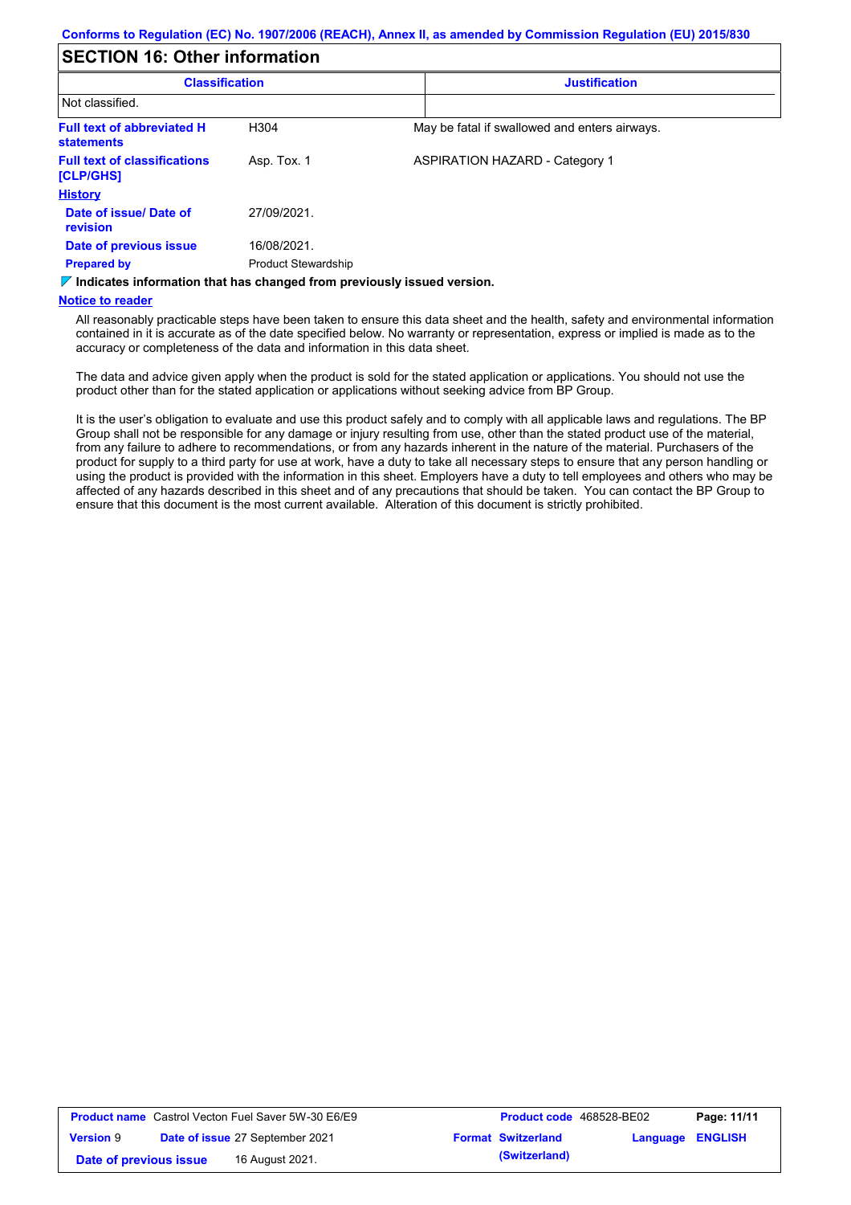## SECTION 16: Other information

| Classification | Justification |
| --- | --- |
| Not classified. | |

| | | |
| --- | --- | --- |
| **Full text of abbreviated H statements** | H304 | May be fatal if swallowed and enters airways. |
| **Full text of classifications [CLP/GHS]** | Asp. Tox. 1 | ASPIRATION HAZARD - Category 1 |

**History**

| | |
| --- | --- |
| **Date of issue/ Date of revision** | 27/09/2021. |
| **Date of previous issue** | 16/08/2021. |
| **Prepared by** | Product Stewardship |

**Indicates information that has changed from previously issued version.**

**Notice to reader**

All reasonably practicable steps have been taken to ensure this data sheet and the health, safety and environmental information contained in it is accurate as of the date specified below. No warranty or representation, express or implied is made as to the accuracy or completeness of the data and information in this data sheet.

The data and advice given apply when the product is sold for the stated application or applications. You should not use the product other than for the stated application or applications without seeking advice from BP Group.

It is the user's obligation to evaluate and use this product safely and to comply with all applicable laws and regulations. The BP Group shall not be responsible for any damage or injury resulting from use, other than the stated product use of the material, from any failure to adhere to recommendations, or from any hazards inherent in the nature of the material. Purchasers of the product for supply to a third party for use at work, have a duty to take all necessary steps to ensure that any person handling or using the product is provided with the information in this sheet. Employers have a duty to tell employees and others who may be affected of any hazards described in this sheet and of any precautions that should be taken. You can contact the BP Group to ensure that this document is the most current available. Alteration of this document is strictly prohibited.